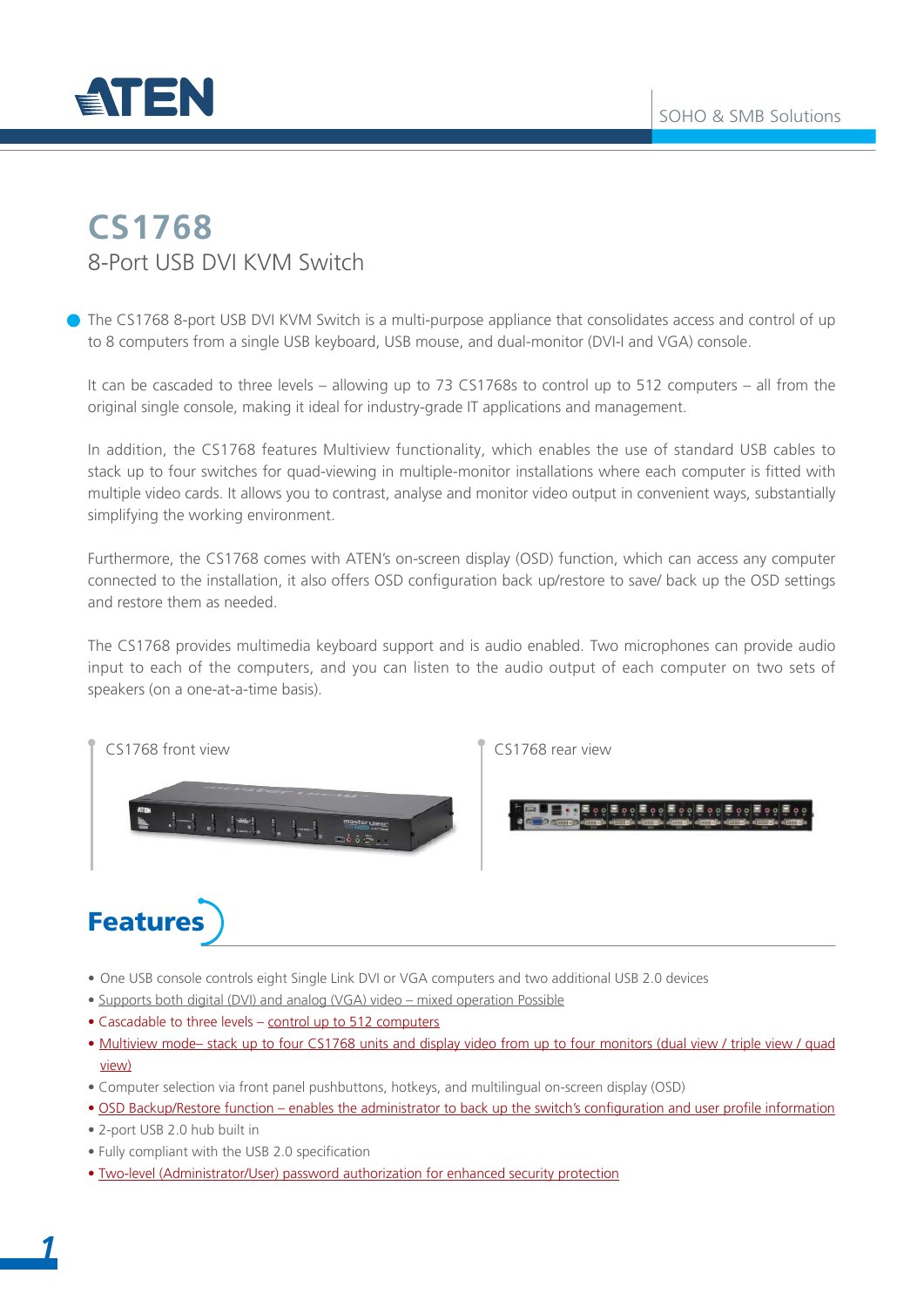# CS1768

## 8-Port USB DVI KVM Switch

The CS1768 8-port USB DVI KVM Switch is a multi-purpose appliance that consolidates access and control of up to 8 computers from a single USB keyboard, USB mouse, and dual-monitor (DVI-I and VGA) console.

It can be cascaded to three levels – allowing up to 73 CS1768s to control up to 512 computers – all from the original single console, making it ideal for industry-grade IT applications and management.

In addition, the CS1768 features Multiview functionality, which enables the use of standard USB cables to stack up to four switches for quad-viewing in multiple-monitor installations where each computer is fitted with multiple video cards. It allows you to contrast, analyse and monitor video output in convenient ways, substantially simplifying the working environment.

Furthermore, the CS1768 comes with ATEN's on-screen display (OSD) function, which can access any computer connected to the installation, it also offers OSD configuration back up/restore to save/ back up the OSD settings and restore them as needed.

The CS1768 provides multimedia keyboard support and is audio enabled. Two microphones can provide audio input to each of the computers, and you can listen to the audio output of each computer on two sets of speakers (on a one-at-a-time basis).

CS1768 front view

CS1768 rear view

## Features

- One USB console controls eight Single Link DVI or VGA computers and two additional USB 2.0 devices
- Supports both digital (DVI) and analog (VGA) video – mixed operation Possible
- Cascadable to three levels – control up to 512 computers
- Multiview mode– stack up to four CS1768 units and display video from up to four monitors (dual view / triple view / quad view)
- Computer selection via front panel pushbuttons, hotkeys, and multilingual on-screen display (OSD)
- OSD Backup/Restore function – enables the administrator to back up the switch's configuration and user profile information
- 2-port USB 2.0 hub built in
- Fully compliant with the USB 2.0 specification
- Two-level (Administrator/User) password authorization for enhanced security protection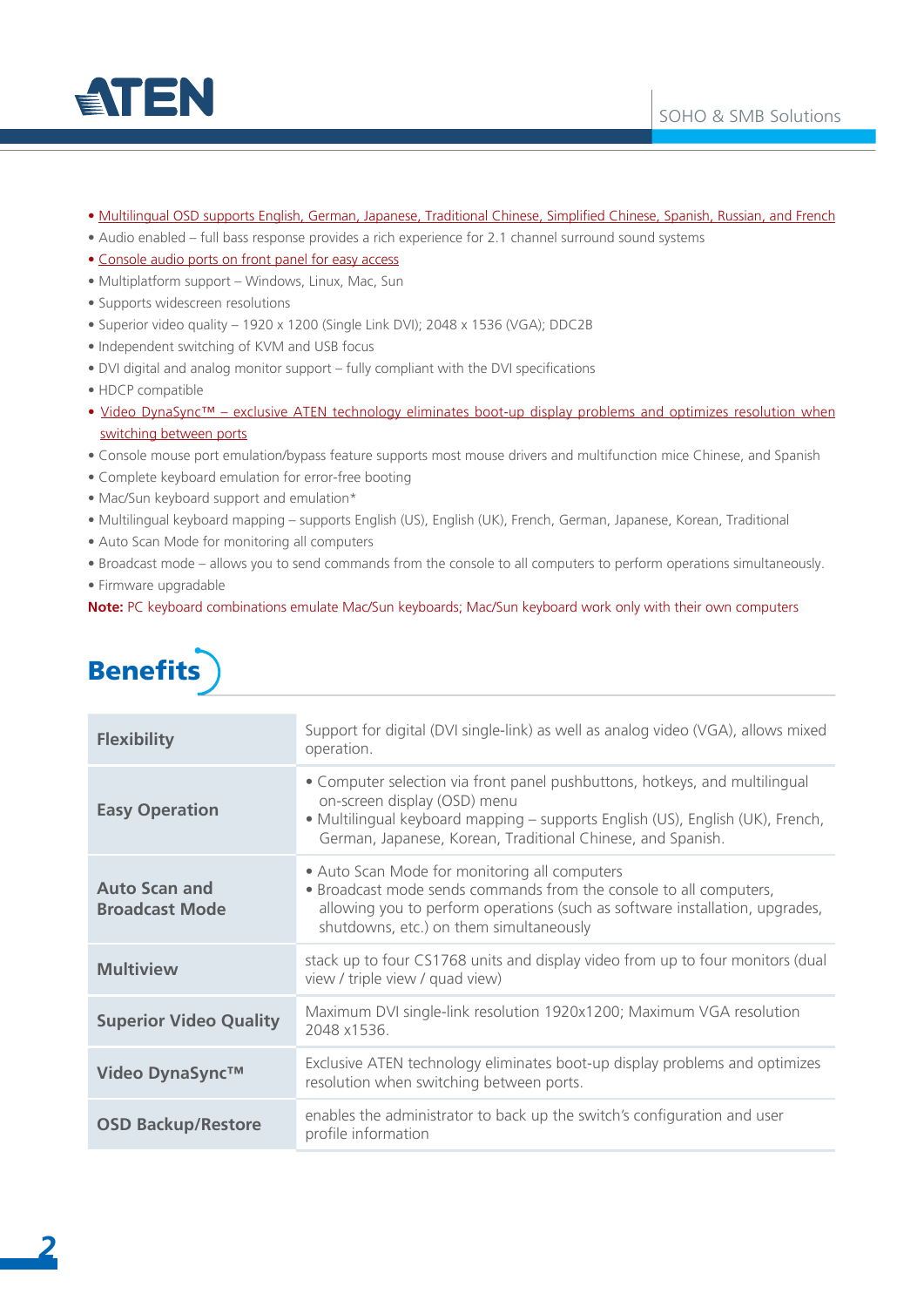- Multilingual OSD supports English, German, Japanese, Traditional Chinese, Simplified Chinese, Spanish, Russian, and French
- Audio enabled – full bass response provides a rich experience for 2.1 channel surround sound systems
- Console audio ports on front panel for easy access
- Multiplatform support – Windows, Linux, Mac, Sun
- Supports widescreen resolutions
- Superior video quality – 1920 x 1200 (Single Link DVI); 2048 x 1536 (VGA); DDC2B
- Independent switching of KVM and USB focus
- DVI digital and analog monitor support – fully compliant with the DVI specifications
- HDCP compatible
- Video DynaSync™ – exclusive ATEN technology eliminates boot-up display problems and optimizes resolution when switching between ports
- Console mouse port emulation/bypass feature supports most mouse drivers and multifunction mice Chinese, and Spanish
- Complete keyboard emulation for error-free booting
- Mac/Sun keyboard support and emulation*
- Multilingual keyboard mapping – supports English (US), English (UK), French, German, Japanese, Korean, Traditional
- Auto Scan Mode for monitoring all computers
- Broadcast mode – allows you to send commands from the console to all computers to perform operations simultaneously.
- Firmware upgradable

**Note:** PC keyboard combinations emulate Mac/Sun keyboards; Mac/Sun keyboard work only with their own computers

## Benefits

| | |
|---|---|
| **Flexibility** | Support for digital (DVI single-link) as well as analog video (VGA), allows mixed operation. |
| **Easy Operation** | • Computer selection via front panel pushbuttons, hotkeys, and multilingual on-screen display (OSD) menu<br>• Multilingual keyboard mapping – supports English (US), English (UK), French, German, Japanese, Korean, Traditional Chinese, and Spanish. |
| **Auto Scan and Broadcast Mode** | • Auto Scan Mode for monitoring all computers<br>• Broadcast mode sends commands from the console to all computers, allowing you to perform operations (such as software installation, upgrades, shutdowns, etc.) on them simultaneously |
| **Multiview** | stack up to four CS1768 units and display video from up to four monitors (dual view / triple view / quad view) |
| **Superior Video Quality** | Maximum DVI single-link resolution 1920x1200; Maximum VGA resolution 2048 x1536. |
| **Video DynaSync™** | Exclusive ATEN technology eliminates boot-up display problems and optimizes resolution when switching between ports. |
| **OSD Backup/Restore** | enables the administrator to back up the switch's configuration and user profile information |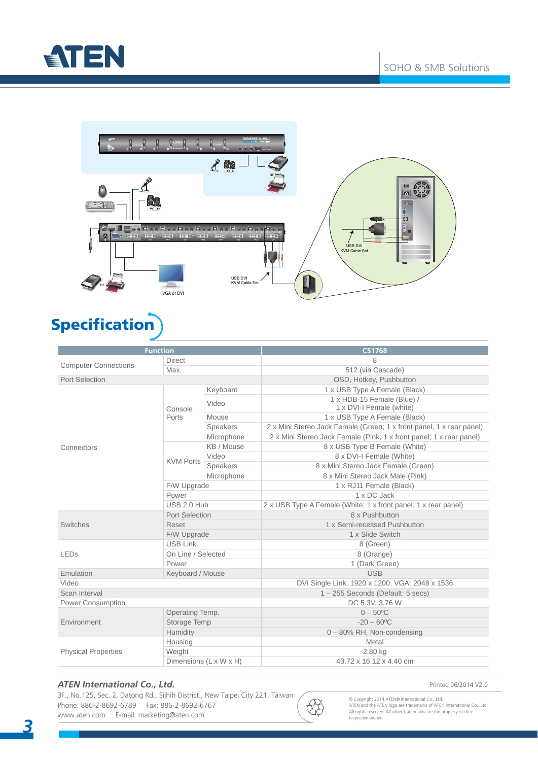SOHO & SMB Solutions

or

USB DVI
KVM Cable Set

or

VGA or DVI

USB DVI
KVM Cable Set

## Specification

| Function | | | CS1768 |
|---|---|---|---|
| Computer Connections | Direct | | 8 |
| | Max. | | 512 (via Cascade) |
| Port Selection | | | OSD, Hotkey, Pushbutton |
| Connectors | Console Ports | Keyboard | 1 x USB Type A Female (Black) |
| | | Video | 1 x HDB-15 Female (Blue) / 1 x DVI-I Female (white) |
| | | Mouse | 1 x USB Type A Female (Black) |
| | | Speakers | 2 x Mini Stereo Jack Female (Green; 1 x front panel, 1 x rear panel) |
| | | Microphone | 2 x Mini Stereo Jack Female (Pink; 1 x front panel; 1 x rear panel) |
| | KVM Ports | KB / Mouse | 8 x USB Type B Female (White) |
| | | Video | 8 x DVI-I Female (White) |
| | | Speakers | 8 x Mini Stereo Jack Female (Green) |
| | | Microphone | 8 x Mini Stereo Jack Male (Pink) |
| | F/W Upgrade | | 1 x RJ11 Female (Black) |
| | Power | | 1 x DC Jack |
| | USB 2.0 Hub | | 2 x USB Type A Female (White; 1 x front panel, 1 x rear panel) |
| Switches | Port Selection | | 8 x Pushbutton |
| | Reset | | 1 x Semi-recessed Pushbutton |
| | F/W Upgrade | | 1 x Slide Switch |
| LEDs | USB Link | | 8 (Green) |
| | On Line / Selected | | 8 (Orange) |
| | Power | | 1 (Dark Green) |
| Emulation | Keyboard / Mouse | | USB |
| Video | | | DVI Single Link: 1920 x 1200; VGA: 2048 x 1536 |
| Scan Interval | | | 1 – 255 Seconds (Default: 5 secs) |
| Power Consumption | | | DC 5.3V, 3.76 W |
| Environment | Operating Temp. | | 0 – 50ºC |
| | Storage Temp | | -20 – 60ºC |
| | Humidity | | 0 – 80% RH, Non-condensing |
| Physical Properties | Housing | | Metal |
| | Weight | | 2.80 kg |
| | Dimensions (L x W x H) | | 43.72 x 16.12 x 4.40 cm |

***ATEN International Co., Ltd.***

3F., No.125, Sec. 2, Datong Rd., Sijhih District., New Taipei City 221, Taiwan
Phone: 886-2-8692-6789 Fax: 886-2-8692-6767
www.aten.com E-mail: marketing@aten.com

Printed 06/2014 V2.0

© Copyright 2014 ATEN® International Co., Ltd.
ATEN and the ATEN logo are trademarks of ATEN International Co., Ltd.
All rights reserved. All other trademarks are the property of their respective owners.